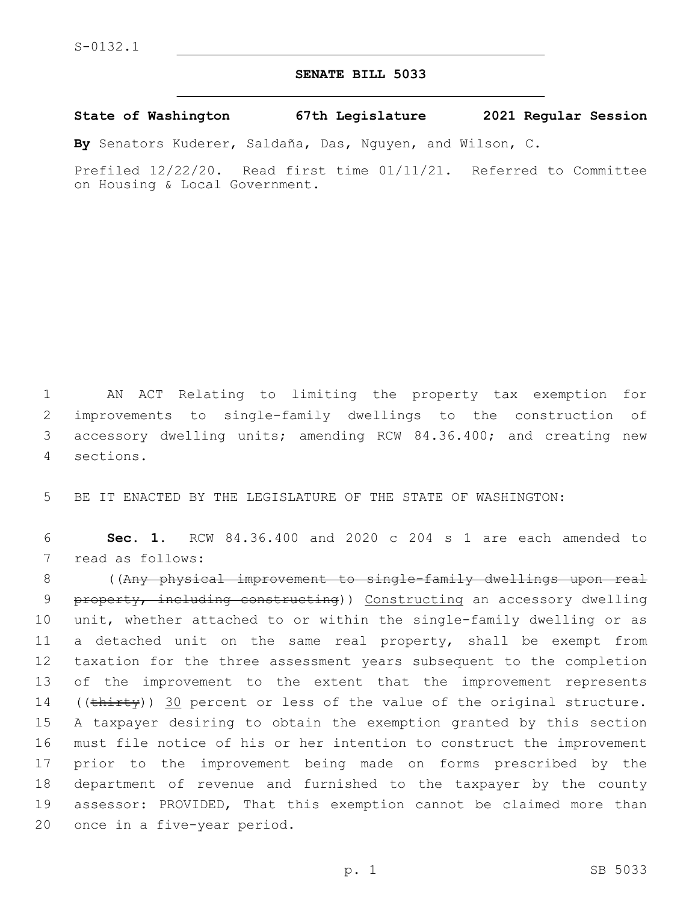S-0132.1

# SENATE BILL 5033

**State of Washington 67th Legislature 2021 Regular Session**

**By** Senators Kuderer, Saldaña, Das, Nguyen, and Wilson, C.

Prefiled 12/22/20. Read first time 01/11/21. Referred to Committee on Housing & Local Government.

AN ACT Relating to limiting the property tax exemption for improvements to single-family dwellings to the construction of accessory dwelling units; amending RCW 84.36.400; and creating new sections.

BE IT ENACTED BY THE LEGISLATURE OF THE STATE OF WASHINGTON:

**Sec. 1.** RCW 84.36.400 and 2020 c 204 s 1 are each amended to read as follows:

((~~Any physical improvement to single-family dwellings upon real property, including constructing~~)) Constructing an accessory dwelling unit, whether attached to or within the single-family dwelling or as a detached unit on the same real property, shall be exempt from taxation for the three assessment years subsequent to the completion of the improvement to the extent that the improvement represents ((~~thirty~~)) 30 percent or less of the value of the original structure. A taxpayer desiring to obtain the exemption granted by this section must file notice of his or her intention to construct the improvement prior to the improvement being made on forms prescribed by the department of revenue and furnished to the taxpayer by the county assessor: PROVIDED, That this exemption cannot be claimed more than once in a five-year period.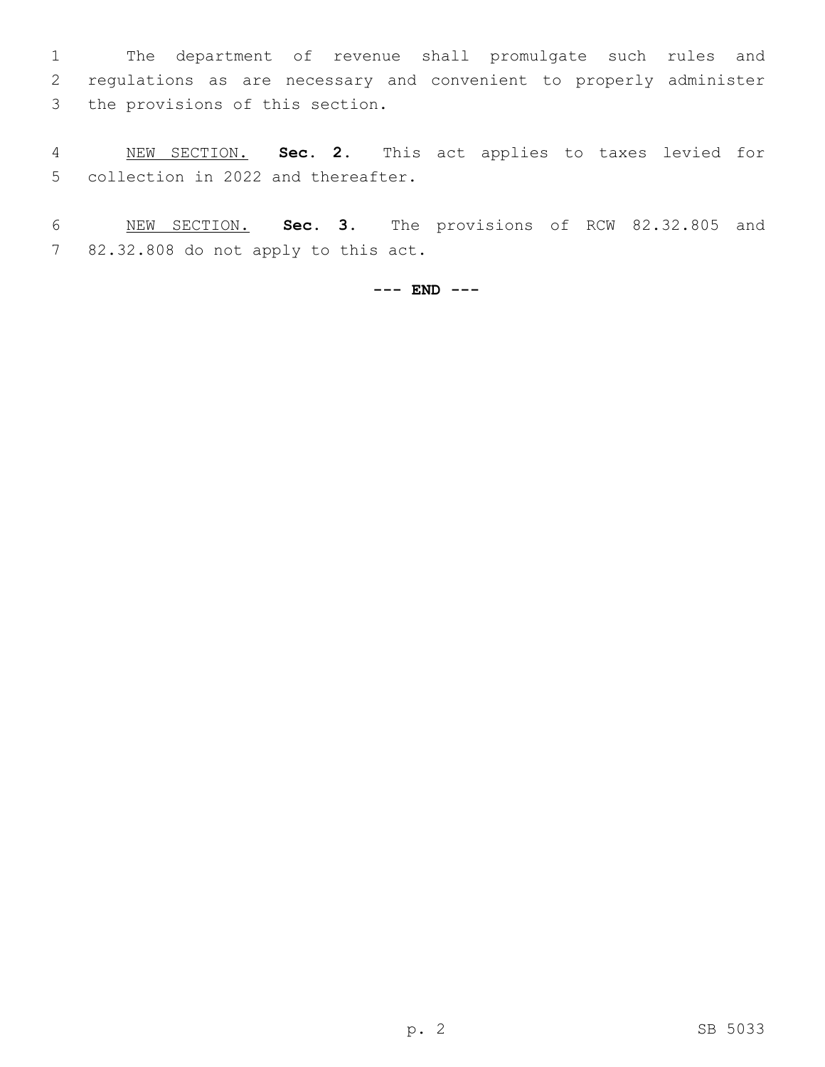The department of revenue shall promulgate such rules and regulations as are necessary and convenient to properly administer the provisions of this section.

NEW SECTION. **Sec. 2.** This act applies to taxes levied for collection in 2022 and thereafter.

NEW SECTION. **Sec. 3.** The provisions of RCW 82.32.805 and 82.32.808 do not apply to this act.

**--- END ---**